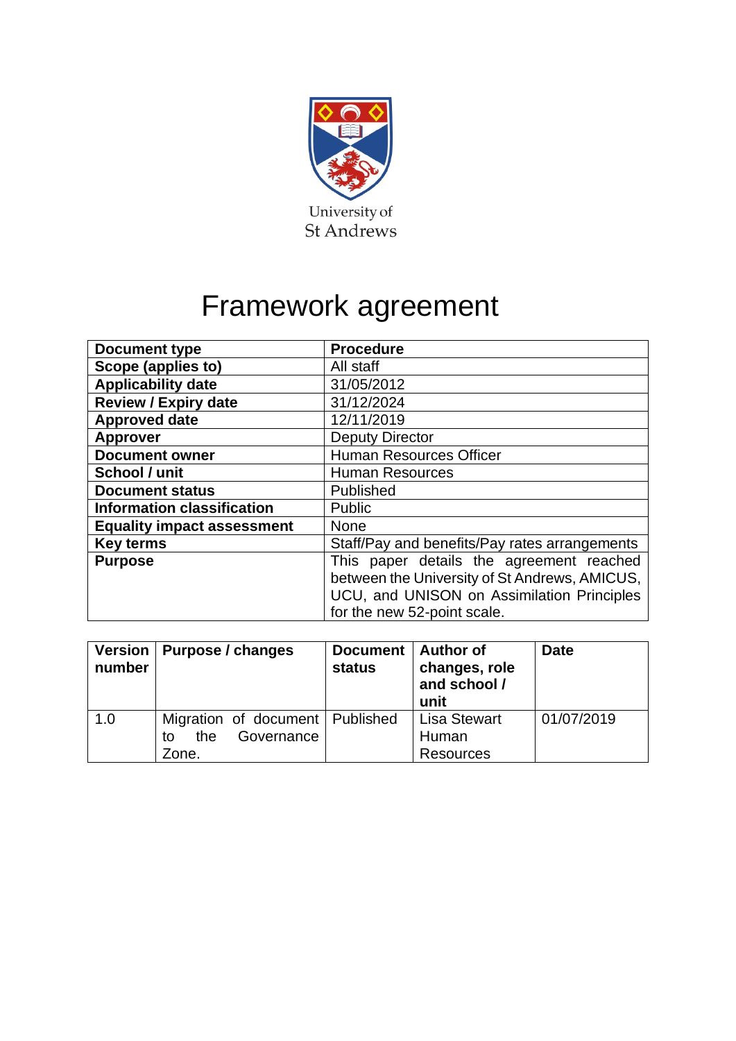University of St Andrews

# Framework agreement

| Document type | Procedure |
|---|---|
| Scope (applies to) | All staff |
| Applicability date | 31/05/2012 |
| Review / Expiry date | 31/12/2024 |
| Approved date | 12/11/2019 |
| Approver | Deputy Director |
| Document owner | Human Resources Officer |
| School / unit | Human Resources |
| Document status | Published |
| Information classification | Public |
| Equality impact assessment | None |
| Key terms | Staff/Pay and benefits/Pay rates arrangements |
| Purpose | This paper details the agreement reached between the University of St Andrews, AMICUS, UCU, and UNISON on Assimilation Principles for the new 52-point scale. |

| Version number | Purpose / changes | Document status | Author of changes, role and school / unit | Date |
|---|---|---|---|---|
| 1.0 | Migration of document to the Governance Zone. | Published | Lisa Stewart Human Resources | 01/07/2019 |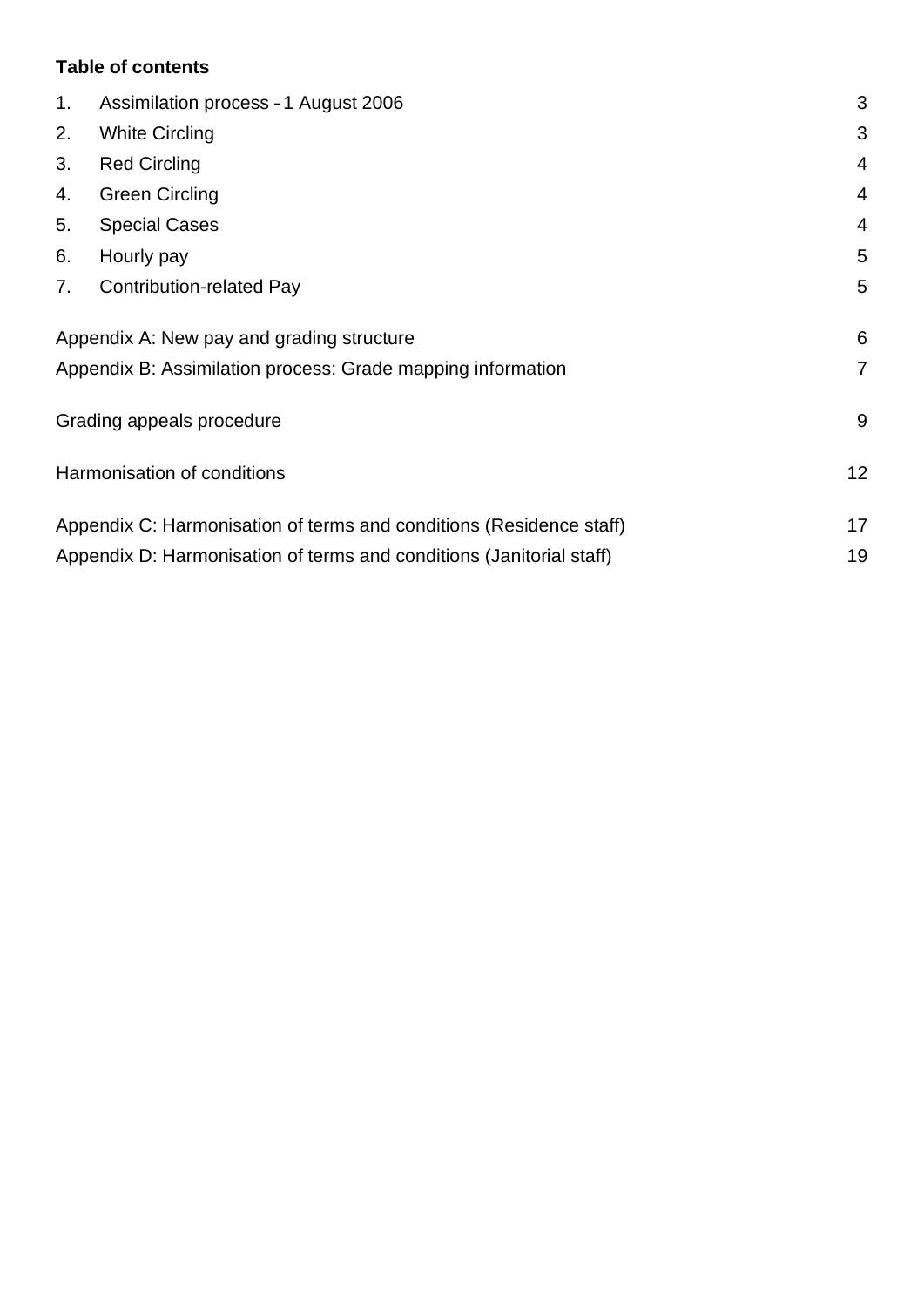**Table of contents**

| | | |
|---|---|---|
| 1. | Assimilation process – 1 August 2006 | 3 |
| 2. | White Circling | 3 |
| 3. | Red Circling | 4 |
| 4. | Green Circling | 4 |
| 5. | Special Cases | 4 |
| 6. | Hourly pay | 5 |
| 7. | Contribution-related Pay | 5 |
| | Appendix A: New pay and grading structure | 6 |
| | Appendix B: Assimilation process: Grade mapping information | 7 |
| | Grading appeals procedure | 9 |
| | Harmonisation of conditions | 12 |
| | Appendix C: Harmonisation of terms and conditions (Residence staff) | 17 |
| | Appendix D: Harmonisation of terms and conditions (Janitorial staff) | 19 |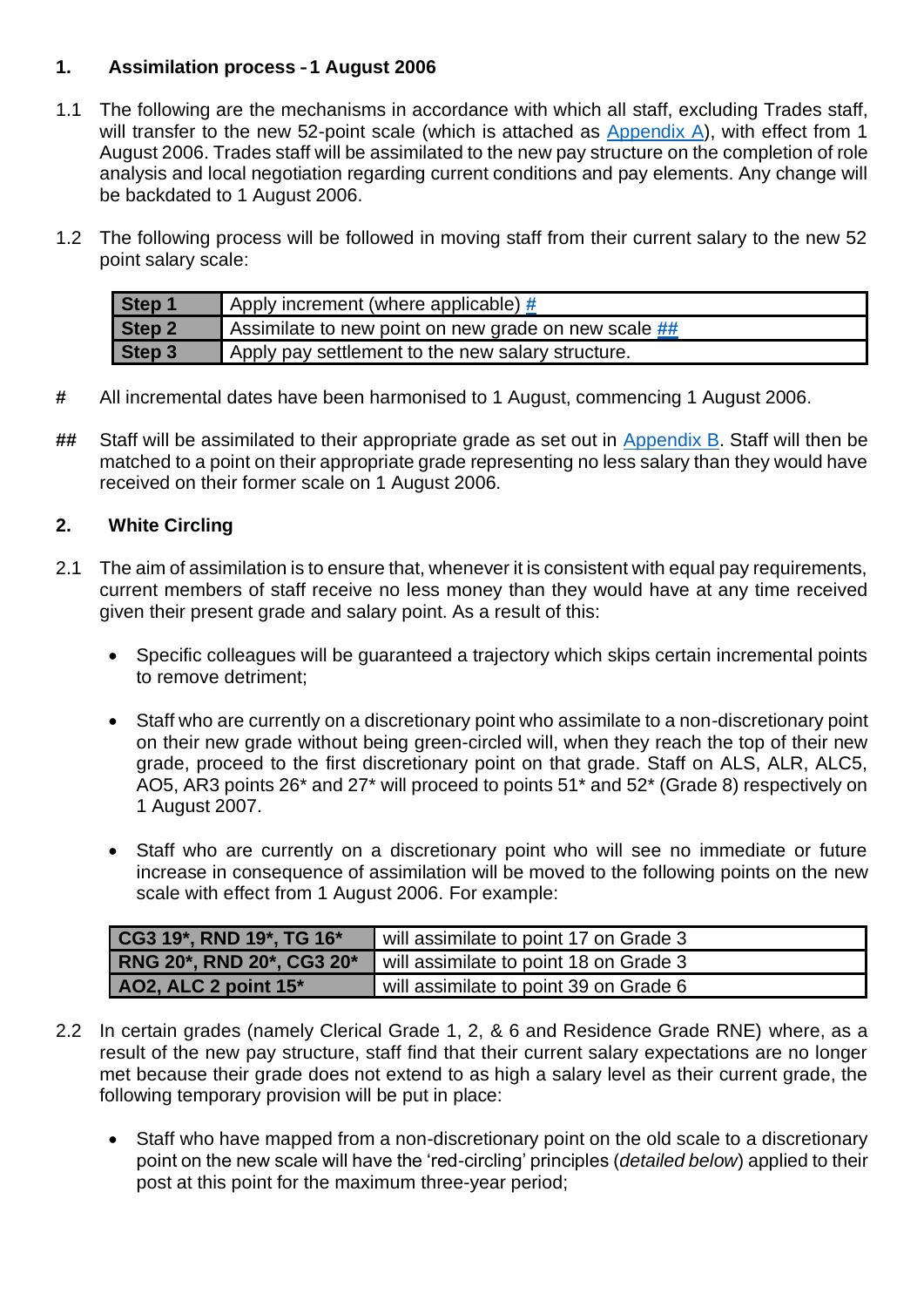## 1. Assimilation process - 1 August 2006

1.1 The following are the mechanisms in accordance with which all staff, excluding Trades staff, will transfer to the new 52-point scale (which is attached as Appendix A), with effect from 1 August 2006. Trades staff will be assimilated to the new pay structure on the completion of role analysis and local negotiation regarding current conditions and pay elements. Any change will be backdated to 1 August 2006.

1.2 The following process will be followed in moving staff from their current salary to the new 52 point salary scale:

| Step | Action |
|---|---|
| **Step 1** | Apply increment (where applicable) # |
| **Step 2** | Assimilate to new point on new grade on new scale ## |
| **Step 3** | Apply pay settlement to the new salary structure. |

\# All incremental dates have been harmonised to 1 August, commencing 1 August 2006.

\## Staff will be assimilated to their appropriate grade as set out in Appendix B. Staff will then be matched to a point on their appropriate grade representing no less salary than they would have received on their former scale on 1 August 2006.

## 2. White Circling

2.1 The aim of assimilation is to ensure that, whenever it is consistent with equal pay requirements, current members of staff receive no less money than they would have at any time received given their present grade and salary point. As a result of this:

- Specific colleagues will be guaranteed a trajectory which skips certain incremental points to remove detriment;

- Staff who are currently on a discretionary point who assimilate to a non-discretionary point on their new grade without being green-circled will, when they reach the top of their new grade, proceed to the first discretionary point on that grade. Staff on ALS, ALR, ALC5, AO5, AR3 points 26* and 27* will proceed to points 51* and 52* (Grade 8) respectively on 1 August 2007.

- Staff who are currently on a discretionary point who will see no immediate or future increase in consequence of assimilation will be moved to the following points on the new scale with effect from 1 August 2006. For example:

| Current point | New point |
|---|---|
| **CG3 19*, RND 19*, TG 16*** | will assimilate to point 17 on Grade 3 |
| **RNG 20*, RND 20*, CG3 20*** | will assimilate to point 18 on Grade 3 |
| **AO2, ALC 2 point 15*** | will assimilate to point 39 on Grade 6 |

2.2 In certain grades (namely Clerical Grade 1, 2, & 6 and Residence Grade RNE) where, as a result of the new pay structure, staff find that their current salary expectations are no longer met because their grade does not extend to as high a salary level as their current grade, the following temporary provision will be put in place:

- Staff who have mapped from a non-discretionary point on the old scale to a discretionary point on the new scale will have the 'red-circling' principles (*detailed below*) applied to their post at this point for the maximum three-year period;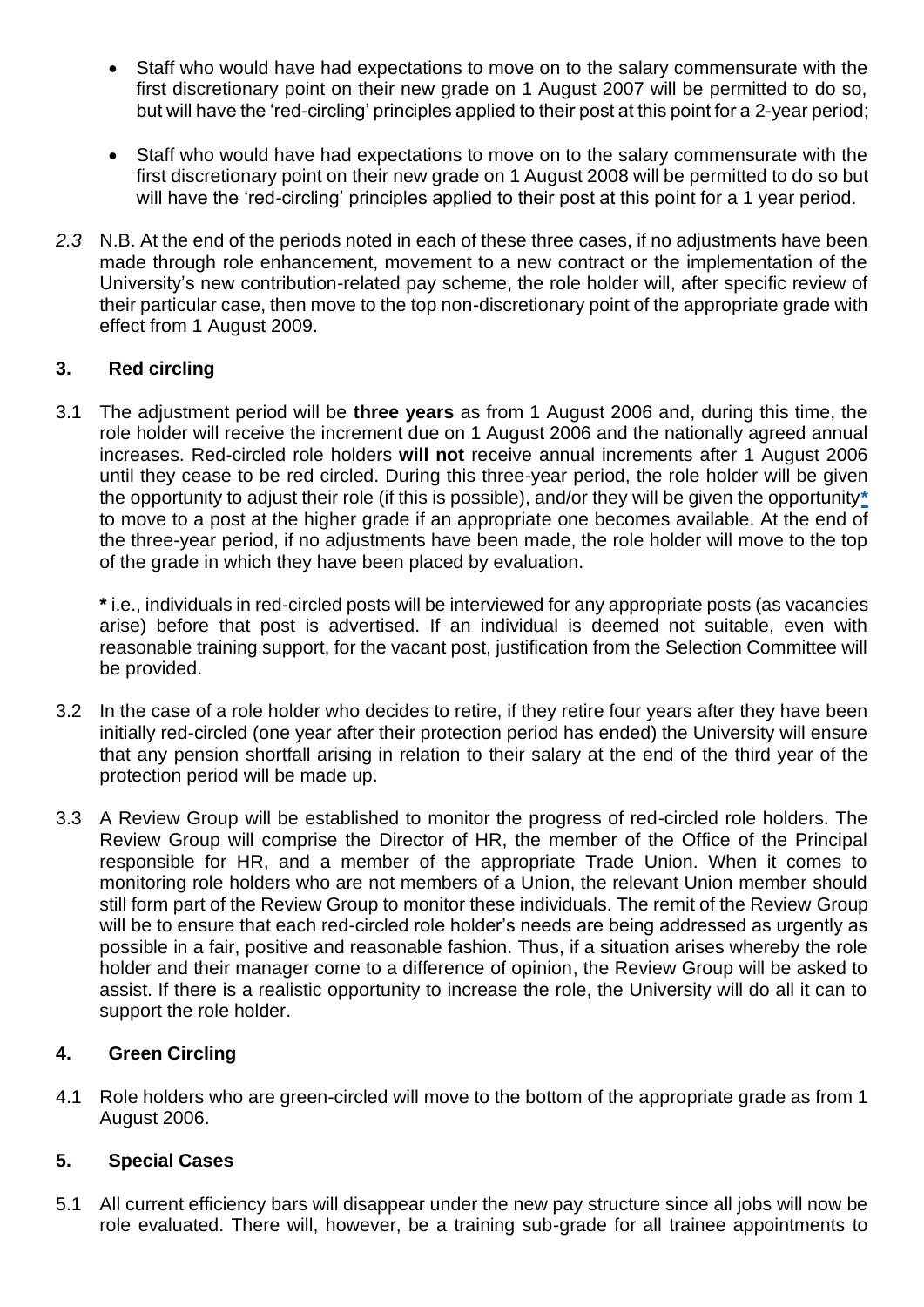- Staff who would have had expectations to move on to the salary commensurate with the first discretionary point on their new grade on 1 August 2007 will be permitted to do so, but will have the 'red-circling' principles applied to their post at this point for a 2-year period;

- Staff who would have had expectations to move on to the salary commensurate with the first discretionary point on their new grade on 1 August 2008 will be permitted to do so but will have the 'red-circling' principles applied to their post at this point for a 1 year period.

*2.3* N.B. At the end of the periods noted in each of these three cases, if no adjustments have been made through role enhancement, movement to a new contract or the implementation of the University's new contribution-related pay scheme, the role holder will, after specific review of their particular case, then move to the top non-discretionary point of the appropriate grade with effect from 1 August 2009.

## 3. Red circling

3.1 The adjustment period will be **three years** as from 1 August 2006 and, during this time, the role holder will receive the increment due on 1 August 2006 and the nationally agreed annual increases. Red-circled role holders **will not** receive annual increments after 1 August 2006 until they cease to be red circled. During this three-year period, the role holder will be given the opportunity to adjust their role (if this is possible), and/or they will be given the opportunity* to move to a post at the higher grade if an appropriate one becomes available. At the end of the three-year period, if no adjustments have been made, the role holder will move to the top of the grade in which they have been placed by evaluation.

**\*** i.e., individuals in red-circled posts will be interviewed for any appropriate posts (as vacancies arise) before that post is advertised. If an individual is deemed not suitable, even with reasonable training support, for the vacant post, justification from the Selection Committee will be provided.

3.2 In the case of a role holder who decides to retire, if they retire four years after they have been initially red-circled (one year after their protection period has ended) the University will ensure that any pension shortfall arising in relation to their salary at the end of the third year of the protection period will be made up.

3.3 A Review Group will be established to monitor the progress of red-circled role holders. The Review Group will comprise the Director of HR, the member of the Office of the Principal responsible for HR, and a member of the appropriate Trade Union. When it comes to monitoring role holders who are not members of a Union, the relevant Union member should still form part of the Review Group to monitor these individuals. The remit of the Review Group will be to ensure that each red-circled role holder's needs are being addressed as urgently as possible in a fair, positive and reasonable fashion. Thus, if a situation arises whereby the role holder and their manager come to a difference of opinion, the Review Group will be asked to assist. If there is a realistic opportunity to increase the role, the University will do all it can to support the role holder.

## 4. Green Circling

4.1 Role holders who are green-circled will move to the bottom of the appropriate grade as from 1 August 2006.

## 5. Special Cases

5.1 All current efficiency bars will disappear under the new pay structure since all jobs will now be role evaluated. There will, however, be a training sub-grade for all trainee appointments to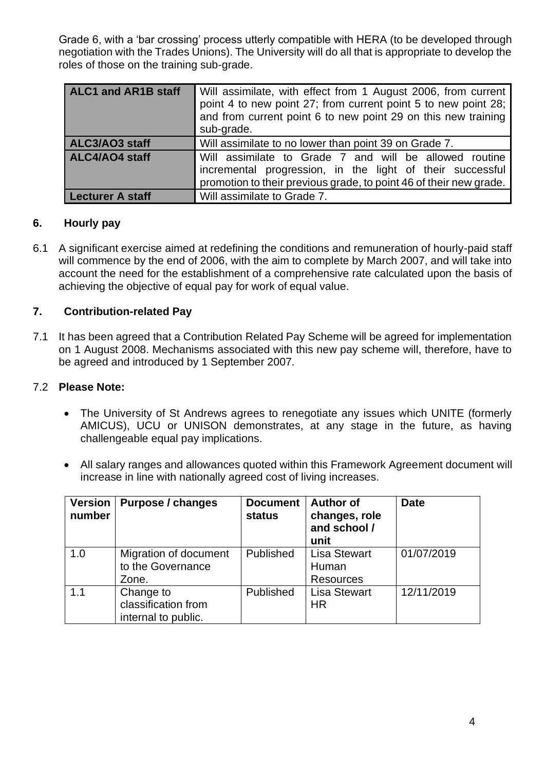Grade 6, with a 'bar crossing' process utterly compatible with HERA (to be developed through negotiation with the Trades Unions). The University will do all that is appropriate to develop the roles of those on the training sub-grade.

| ALC1 and AR1B staff | Will assimilate, with effect from 1 August 2006, from current point 4 to new point 27; from current point 5 to new point 28; and from current point 6 to new point 29 on this new training sub-grade. |
|---|---|
| ALC3/AO3 staff | Will assimilate to no lower than point 39 on Grade 7. |
| ALC4/AO4 staff | Will assimilate to Grade 7 and will be allowed routine incremental progression, in the light of their successful promotion to their previous grade, to point 46 of their new grade. |
| Lecturer A staff | Will assimilate to Grade 7. |

## 6. Hourly pay

6.1 A significant exercise aimed at redefining the conditions and remuneration of hourly-paid staff will commence by the end of 2006, with the aim to complete by March 2007, and will take into account the need for the establishment of a comprehensive rate calculated upon the basis of achieving the objective of equal pay for work of equal value.

## 7. Contribution-related Pay

7.1 It has been agreed that a Contribution Related Pay Scheme will be agreed for implementation on 1 August 2008. Mechanisms associated with this new pay scheme will, therefore, have to be agreed and introduced by 1 September 2007.

7.2 **Please Note:**

- The University of St Andrews agrees to renegotiate any issues which UNITE (formerly AMICUS), UCU or UNISON demonstrates, at any stage in the future, as having challengeable equal pay implications.
- All salary ranges and allowances quoted within this Framework Agreement document will increase in line with nationally agreed cost of living increases.

| Version number | Purpose / changes | Document status | Author of changes, role and school / unit | Date |
|---|---|---|---|---|
| 1.0 | Migration of document to the Governance Zone. | Published | Lisa Stewart Human Resources | 01/07/2019 |
| 1.1 | Change to classification from internal to public. | Published | Lisa Stewart HR | 12/11/2019 |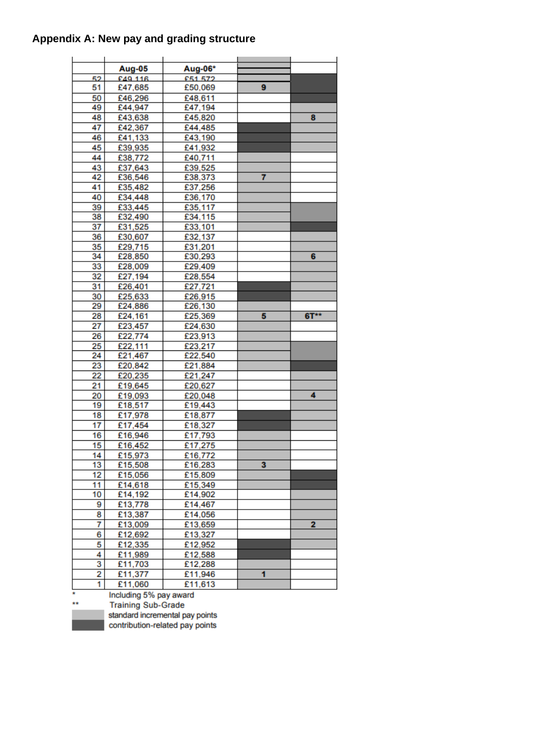## Appendix A: New pay and grading structure

| | Aug-05 | Aug-06* | | |
|---|---|---|---|---|
| 52 | £49,116 | £51,572 | | |
| 51 | £47,685 | £50,069 | 9 | |
| 50 | £46,296 | £48,611 | | |
| 49 | £44,947 | £47,194 | | |
| 48 | £43,638 | £45,820 | | 8 |
| 47 | £42,367 | £44,485 | | |
| 46 | £41,133 | £43,190 | | |
| 45 | £39,935 | £41,932 | | |
| 44 | £38,772 | £40,711 | | |
| 43 | £37,643 | £39,525 | | |
| 42 | £36,546 | £38,373 | 7 | |
| 41 | £35,482 | £37,256 | | |
| 40 | £34,448 | £36,170 | | |
| 39 | £33,445 | £35,117 | | |
| 38 | £32,490 | £34,115 | | |
| 37 | £31,525 | £33,101 | | |
| 36 | £30,607 | £32,137 | | |
| 35 | £29,715 | £31,201 | | |
| 34 | £28,850 | £30,293 | | 6 |
| 33 | £28,009 | £29,409 | | |
| 32 | £27,194 | £28,554 | | |
| 31 | £26,401 | £27,721 | | |
| 30 | £25,633 | £26,915 | | |
| 29 | £24,886 | £26,130 | | |
| 28 | £24,161 | £25,369 | 5 | 6T** |
| 27 | £23,457 | £24,630 | | |
| 26 | £22,774 | £23,913 | | |
| 25 | £22,111 | £23,217 | | |
| 24 | £21,467 | £22,540 | | |
| 23 | £20,842 | £21,884 | | |
| 22 | £20,235 | £21,247 | | |
| 21 | £19,645 | £20,627 | | |
| 20 | £19,093 | £20,048 | | 4 |
| 19 | £18,517 | £19,443 | | |
| 18 | £17,978 | £18,877 | | |
| 17 | £17,454 | £18,327 | | |
| 16 | £16,946 | £17,793 | | |
| 15 | £16,452 | £17,275 | | |
| 14 | £15,973 | £16,772 | | |
| 13 | £15,508 | £16,283 | 3 | |
| 12 | £15,056 | £15,809 | | |
| 11 | £14,618 | £15,349 | | |
| 10 | £14,192 | £14,902 | | |
| 9 | £13,778 | £14,467 | | |
| 8 | £13,387 | £14,056 | | |
| 7 | £13,009 | £13,659 | | 2 |
| 6 | £12,692 | £13,327 | | |
| 5 | £12,335 | £12,952 | | |
| 4 | £11,989 | £12,588 | | |
| 3 | £11,703 | £12,288 | | |
| 2 | £11,377 | £11,946 | 1 | |
| 1 | £11,060 | £11,613 | | |

\* Including 5% pay award

\*\* Training Sub-Grade

Light grey shading: standard incremental pay points

Dark grey shading: contribution-related pay points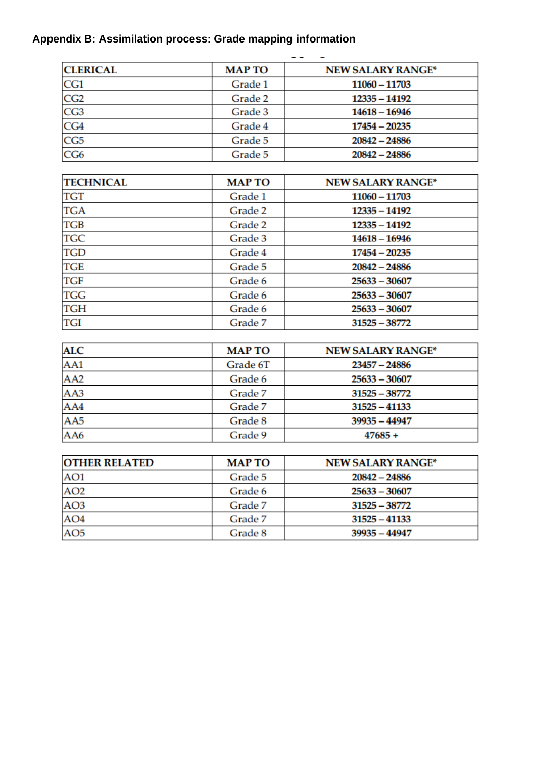## Appendix B: Assimilation process: Grade mapping information

| CLERICAL | MAP TO | NEW SALARY RANGE* |
|---|---|---|
| CG1 | Grade 1 | 11060 – 11703 |
| CG2 | Grade 2 | 12335 – 14192 |
| CG3 | Grade 3 | 14618 – 16946 |
| CG4 | Grade 4 | 17454 – 20235 |
| CG5 | Grade 5 | 20842 – 24886 |
| CG6 | Grade 5 | 20842 – 24886 |

| TECHNICAL | MAP TO | NEW SALARY RANGE* |
|---|---|---|
| TGT | Grade 1 | 11060 – 11703 |
| TGA | Grade 2 | 12335 – 14192 |
| TGB | Grade 2 | 12335 – 14192 |
| TGC | Grade 3 | 14618 – 16946 |
| TGD | Grade 4 | 17454 – 20235 |
| TGE | Grade 5 | 20842 – 24886 |
| TGF | Grade 6 | 25633 – 30607 |
| TGG | Grade 6 | 25633 – 30607 |
| TGH | Grade 6 | 25633 – 30607 |
| TGI | Grade 7 | 31525 – 38772 |

| ALC | MAP TO | NEW SALARY RANGE* |
|---|---|---|
| AA1 | Grade 6T | 23457 – 24886 |
| AA2 | Grade 6 | 25633 – 30607 |
| AA3 | Grade 7 | 31525 – 38772 |
| AA4 | Grade 7 | 31525 – 41133 |
| AA5 | Grade 8 | 39935 – 44947 |
| AA6 | Grade 9 | 47685 + |

| OTHER RELATED | MAP TO | NEW SALARY RANGE* |
|---|---|---|
| AO1 | Grade 5 | 20842 – 24886 |
| AO2 | Grade 6 | 25633 – 30607 |
| AO3 | Grade 7 | 31525 – 38772 |
| AO4 | Grade 7 | 31525 – 41133 |
| AO5 | Grade 8 | 39935 – 44947 |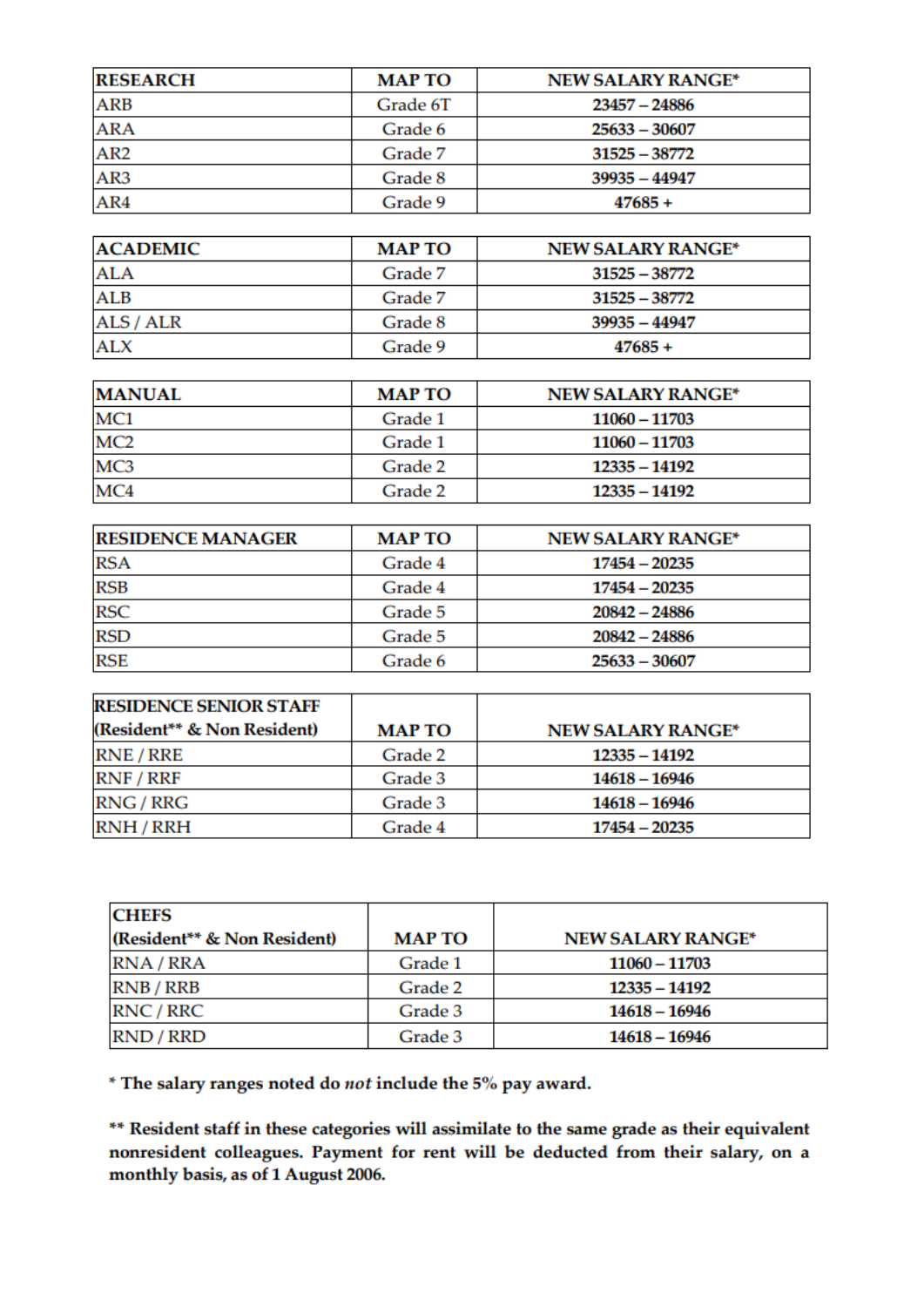| RESEARCH | MAP TO | NEW SALARY RANGE* |
|---|---|---|
| ARB | Grade 6T | 23457 – 24886 |
| ARA | Grade 6 | 25633 – 30607 |
| AR2 | Grade 7 | 31525 – 38772 |
| AR3 | Grade 8 | 39935 – 44947 |
| AR4 | Grade 9 | 47685 + |

| ACADEMIC | MAP TO | NEW SALARY RANGE* |
|---|---|---|
| ALA | Grade 7 | 31525 – 38772 |
| ALB | Grade 7 | 31525 – 38772 |
| ALS / ALR | Grade 8 | 39935 – 44947 |
| ALX | Grade 9 | 47685 + |

| MANUAL | MAP TO | NEW SALARY RANGE* |
|---|---|---|
| MC1 | Grade 1 | 11060 – 11703 |
| MC2 | Grade 1 | 11060 – 11703 |
| MC3 | Grade 2 | 12335 – 14192 |
| MC4 | Grade 2 | 12335 – 14192 |

| RESIDENCE MANAGER | MAP TO | NEW SALARY RANGE* |
|---|---|---|
| RSA | Grade 4 | 17454 – 20235 |
| RSB | Grade 4 | 17454 – 20235 |
| RSC | Grade 5 | 20842 – 24886 |
| RSD | Grade 5 | 20842 – 24886 |
| RSE | Grade 6 | 25633 – 30607 |

| RESIDENCE SENIOR STAFF (Resident** & Non Resident) | MAP TO | NEW SALARY RANGE* |
|---|---|---|
| RNE / RRE | Grade 2 | 12335 – 14192 |
| RNF / RRF | Grade 3 | 14618 – 16946 |
| RNG / RRG | Grade 3 | 14618 – 16946 |
| RNH / RRH | Grade 4 | 17454 – 20235 |

| CHEFS (Resident** & Non Resident) | MAP TO | NEW SALARY RANGE* |
|---|---|---|
| RNA / RRA | Grade 1 | 11060 – 11703 |
| RNB / RRB | Grade 2 | 12335 – 14192 |
| RNC / RRC | Grade 3 | 14618 – 16946 |
| RND / RRD | Grade 3 | 14618 – 16946 |

**\* The salary ranges noted do *not* include the 5% pay award.**

**\*\* Resident staff in these categories will assimilate to the same grade as their equivalent nonresident colleagues. Payment for rent will be deducted from their salary, on a monthly basis, as of 1 August 2006.**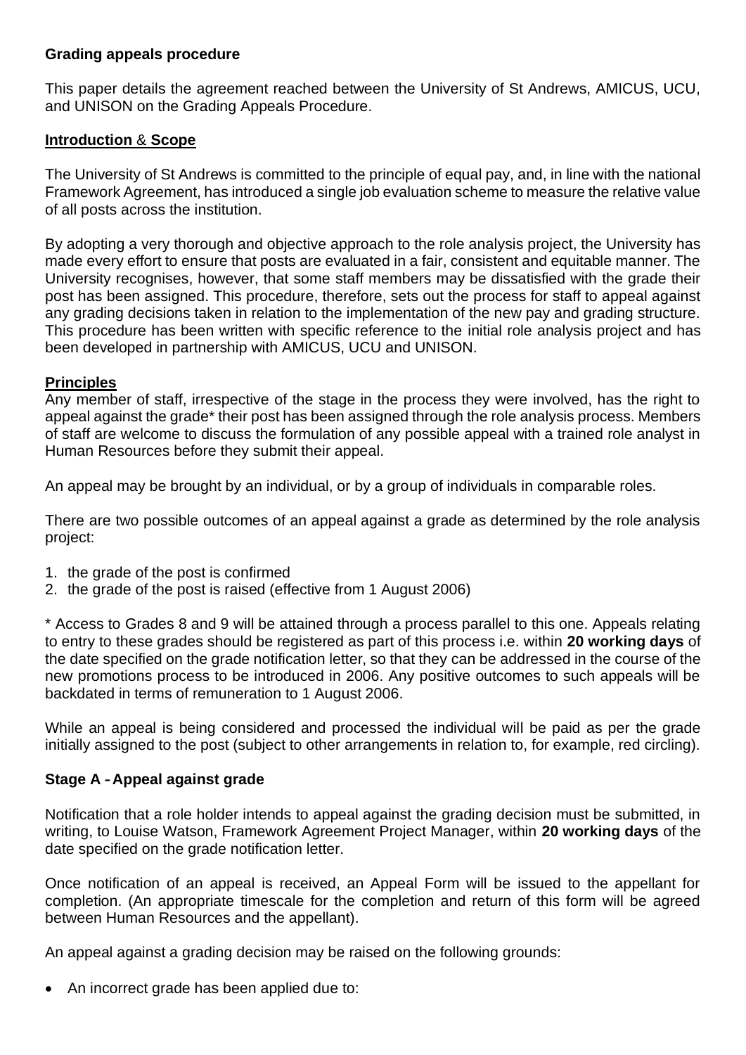**Grading appeals procedure**

This paper details the agreement reached between the University of St Andrews, AMICUS, UCU, and UNISON on the Grading Appeals Procedure.

**Introduction & Scope**

The University of St Andrews is committed to the principle of equal pay, and, in line with the national Framework Agreement, has introduced a single job evaluation scheme to measure the relative value of all posts across the institution.

By adopting a very thorough and objective approach to the role analysis project, the University has made every effort to ensure that posts are evaluated in a fair, consistent and equitable manner. The University recognises, however, that some staff members may be dissatisfied with the grade their post has been assigned. This procedure, therefore, sets out the process for staff to appeal against any grading decisions taken in relation to the implementation of the new pay and grading structure. This procedure has been written with specific reference to the initial role analysis project and has been developed in partnership with AMICUS, UCU and UNISON.

**Principles**

Any member of staff, irrespective of the stage in the process they were involved, has the right to appeal against the grade* their post has been assigned through the role analysis process. Members of staff are welcome to discuss the formulation of any possible appeal with a trained role analyst in Human Resources before they submit their appeal.

An appeal may be brought by an individual, or by a group of individuals in comparable roles.

There are two possible outcomes of an appeal against a grade as determined by the role analysis project:

1. the grade of the post is confirmed
2. the grade of the post is raised (effective from 1 August 2006)

* Access to Grades 8 and 9 will be attained through a process parallel to this one. Appeals relating to entry to these grades should be registered as part of this process i.e. within **20 working days** of the date specified on the grade notification letter, so that they can be addressed in the course of the new promotions process to be introduced in 2006. Any positive outcomes to such appeals will be backdated in terms of remuneration to 1 August 2006.

While an appeal is being considered and processed the individual will be paid as per the grade initially assigned to the post (subject to other arrangements in relation to, for example, red circling).

**Stage A - Appeal against grade**

Notification that a role holder intends to appeal against the grading decision must be submitted, in writing, to Louise Watson, Framework Agreement Project Manager, within **20 working days** of the date specified on the grade notification letter.

Once notification of an appeal is received, an Appeal Form will be issued to the appellant for completion. (An appropriate timescale for the completion and return of this form will be agreed between Human Resources and the appellant).

An appeal against a grading decision may be raised on the following grounds:

- An incorrect grade has been applied due to: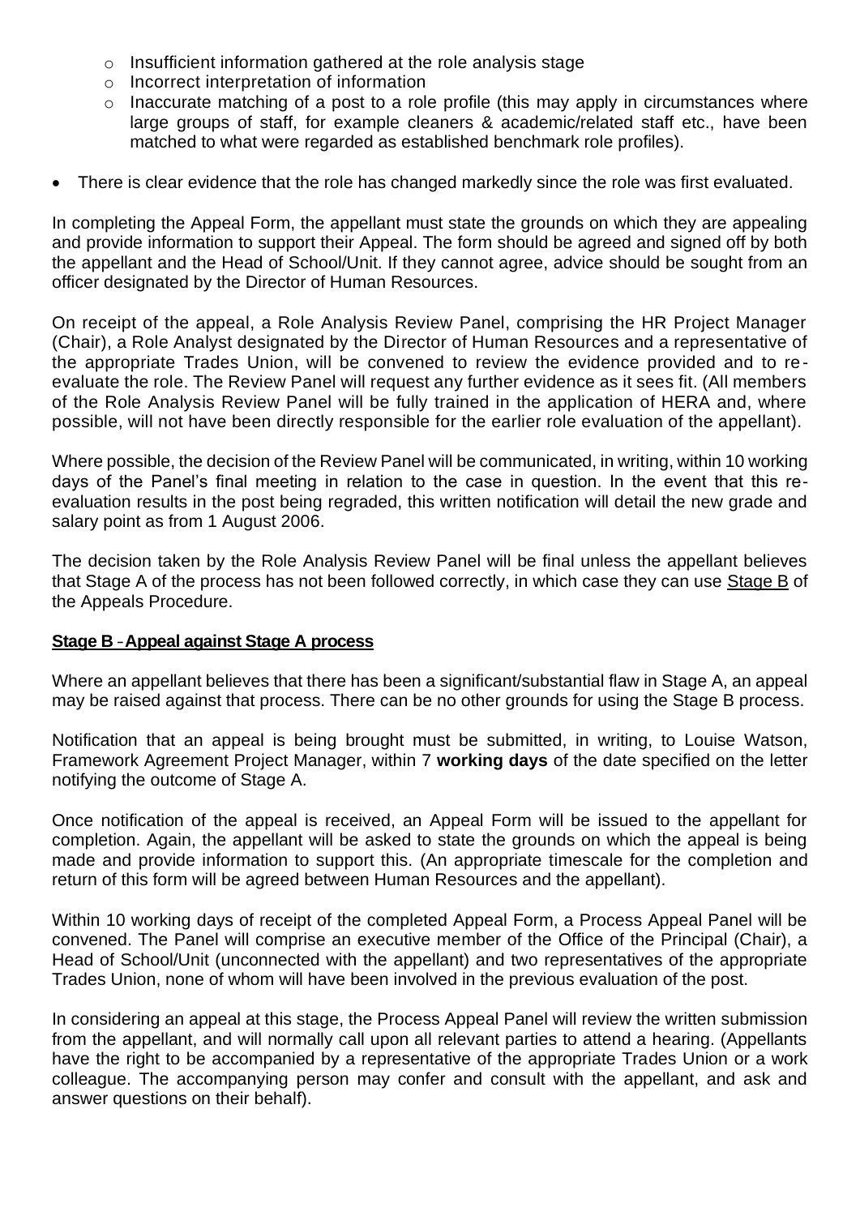- Insufficient information gathered at the role analysis stage
  - Incorrect interpretation of information
  - Inaccurate matching of a post to a role profile (this may apply in circumstances where large groups of staff, for example cleaners & academic/related staff etc., have been matched to what were regarded as established benchmark role profiles).

- There is clear evidence that the role has changed markedly since the role was first evaluated.

In completing the Appeal Form, the appellant must state the grounds on which they are appealing and provide information to support their Appeal. The form should be agreed and signed off by both the appellant and the Head of School/Unit. If they cannot agree, advice should be sought from an officer designated by the Director of Human Resources.

On receipt of the appeal, a Role Analysis Review Panel, comprising the HR Project Manager (Chair), a Role Analyst designated by the Director of Human Resources and a representative of the appropriate Trades Union, will be convened to review the evidence provided and to re-evaluate the role. The Review Panel will request any further evidence as it sees fit. (All members of the Role Analysis Review Panel will be fully trained in the application of HERA and, where possible, will not have been directly responsible for the earlier role evaluation of the appellant).

Where possible, the decision of the Review Panel will be communicated, in writing, within 10 working days of the Panel's final meeting in relation to the case in question. In the event that this re-evaluation results in the post being regraded, this written notification will detail the new grade and salary point as from 1 August 2006.

The decision taken by the Role Analysis Review Panel will be final unless the appellant believes that Stage A of the process has not been followed correctly, in which case they can use Stage B of the Appeals Procedure.

**Stage B - Appeal against Stage A process**

Where an appellant believes that there has been a significant/substantial flaw in Stage A, an appeal may be raised against that process. There can be no other grounds for using the Stage B process.

Notification that an appeal is being brought must be submitted, in writing, to Louise Watson, Framework Agreement Project Manager, within 7 **working days** of the date specified on the letter notifying the outcome of Stage A.

Once notification of the appeal is received, an Appeal Form will be issued to the appellant for completion. Again, the appellant will be asked to state the grounds on which the appeal is being made and provide information to support this. (An appropriate timescale for the completion and return of this form will be agreed between Human Resources and the appellant).

Within 10 working days of receipt of the completed Appeal Form, a Process Appeal Panel will be convened. The Panel will comprise an executive member of the Office of the Principal (Chair), a Head of School/Unit (unconnected with the appellant) and two representatives of the appropriate Trades Union, none of whom will have been involved in the previous evaluation of the post.

In considering an appeal at this stage, the Process Appeal Panel will review the written submission from the appellant, and will normally call upon all relevant parties to attend a hearing. (Appellants have the right to be accompanied by a representative of the appropriate Trades Union or a work colleague. The accompanying person may confer and consult with the appellant, and ask and answer questions on their behalf).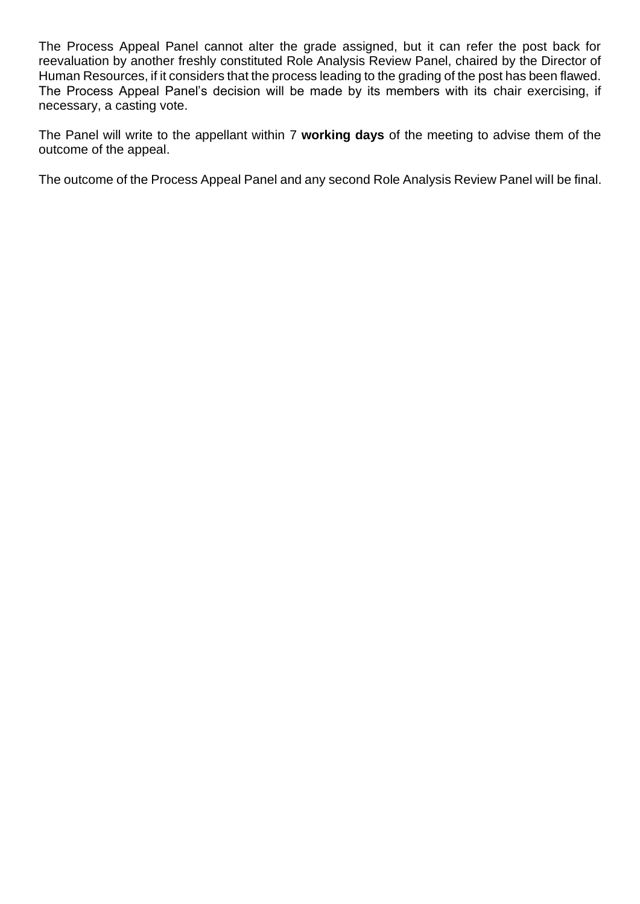The Process Appeal Panel cannot alter the grade assigned, but it can refer the post back for reevaluation by another freshly constituted Role Analysis Review Panel, chaired by the Director of Human Resources, if it considers that the process leading to the grading of the post has been flawed. The Process Appeal Panel's decision will be made by its members with its chair exercising, if necessary, a casting vote.

The Panel will write to the appellant within 7 **working days** of the meeting to advise them of the outcome of the appeal.

The outcome of the Process Appeal Panel and any second Role Analysis Review Panel will be final.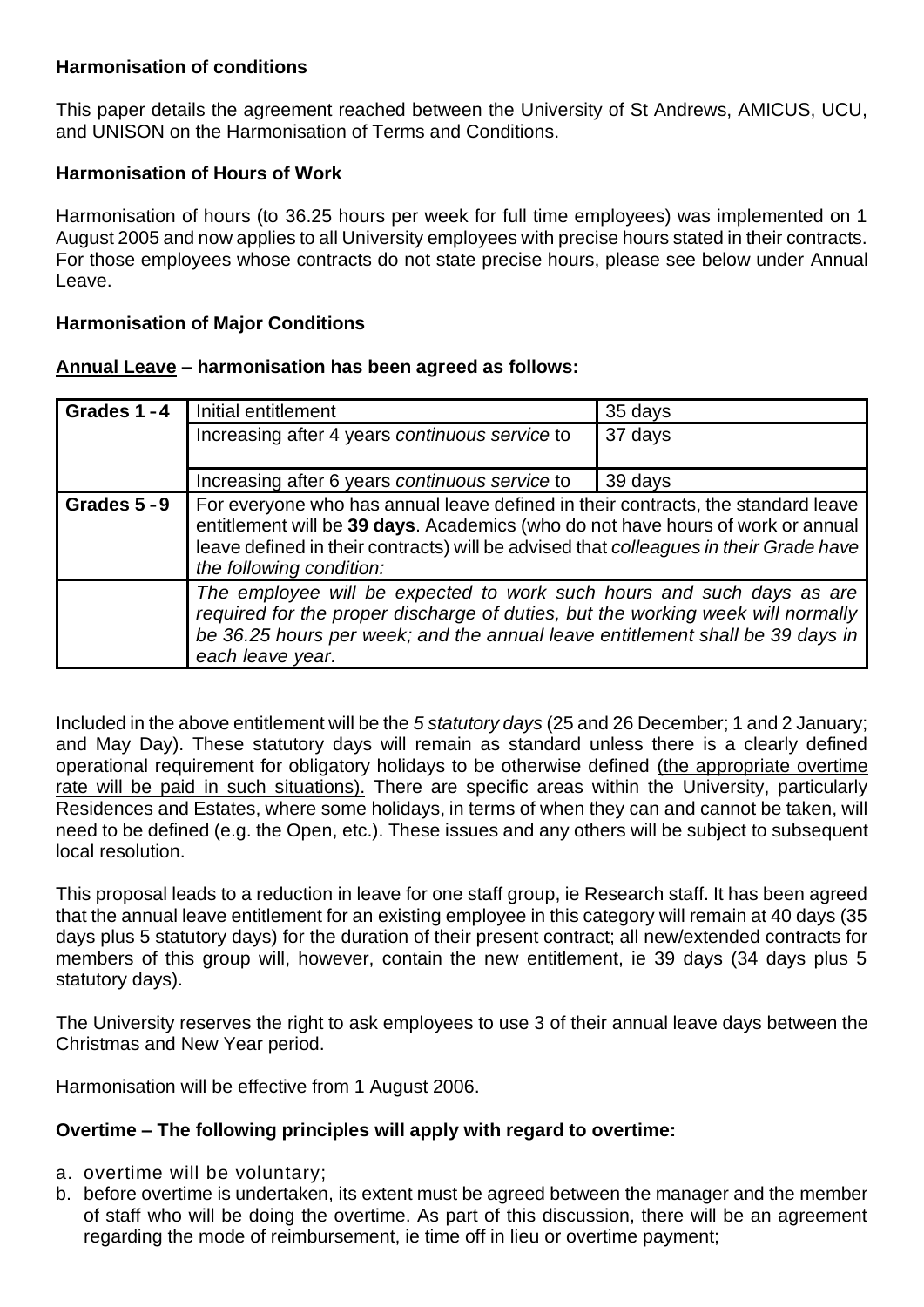**Harmonisation of conditions**

This paper details the agreement reached between the University of St Andrews, AMICUS, UCU, and UNISON on the Harmonisation of Terms and Conditions.

**Harmonisation of Hours of Work**

Harmonisation of hours (to 36.25 hours per week for full time employees) was implemented on 1 August 2005 and now applies to all University employees with precise hours stated in their contracts. For those employees whose contracts do not state precise hours, please see below under Annual Leave.

**Harmonisation of Major Conditions**

**Annual Leave – harmonisation has been agreed as follows:**

| Grades 1 - 4 | Initial entitlement | 35 days |
|---|---|---|
| | Increasing after 4 years *continuous service* to | 37 days |
| | Increasing after 6 years *continuous service* to | 39 days |
| **Grades 5 - 9** | For everyone who has annual leave defined in their contracts, the standard leave entitlement will be **39 days**. Academics (who do not have hours of work or annual leave defined in their contracts) will be advised that *colleagues in their Grade have the following condition:* | |
| | *The employee will be expected to work such hours and such days as are required for the proper discharge of duties, but the working week will normally be 36.25 hours per week; and the annual leave entitlement shall be 39 days in each leave year.* | |

Included in the above entitlement will be the *5 statutory days* (25 and 26 December; 1 and 2 January; and May Day). These statutory days will remain as standard unless there is a clearly defined operational requirement for obligatory holidays to be otherwise defined (the appropriate overtime rate will be paid in such situations). There are specific areas within the University, particularly Residences and Estates, where some holidays, in terms of when they can and cannot be taken, will need to be defined (e.g. the Open, etc.). These issues and any others will be subject to subsequent local resolution.

This proposal leads to a reduction in leave for one staff group, ie Research staff. It has been agreed that the annual leave entitlement for an existing employee in this category will remain at 40 days (35 days plus 5 statutory days) for the duration of their present contract; all new/extended contracts for members of this group will, however, contain the new entitlement, ie 39 days (34 days plus 5 statutory days).

The University reserves the right to ask employees to use 3 of their annual leave days between the Christmas and New Year period.

Harmonisation will be effective from 1 August 2006.

**Overtime – The following principles will apply with regard to overtime:**

a. overtime will be voluntary;
b. before overtime is undertaken, its extent must be agreed between the manager and the member of staff who will be doing the overtime. As part of this discussion, there will be an agreement regarding the mode of reimbursement, ie time off in lieu or overtime payment;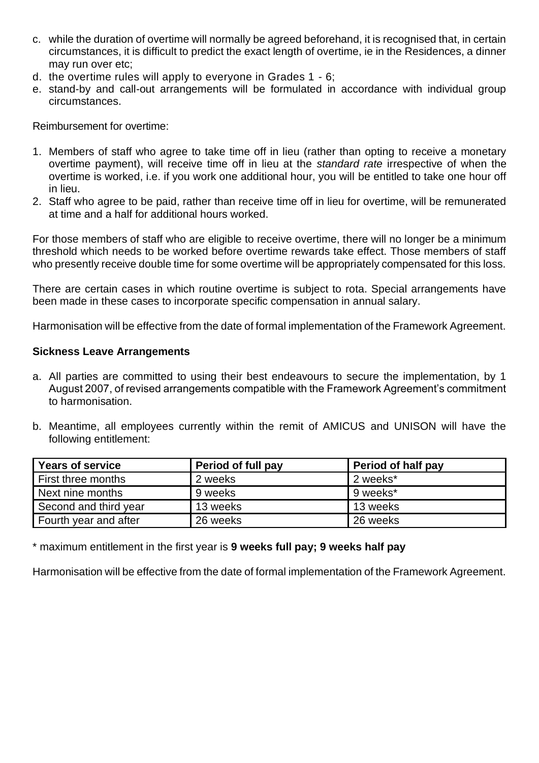c. while the duration of overtime will normally be agreed beforehand, it is recognised that, in certain circumstances, it is difficult to predict the exact length of overtime, ie in the Residences, a dinner may run over etc;
d. the overtime rules will apply to everyone in Grades 1 - 6;
e. stand-by and call-out arrangements will be formulated in accordance with individual group circumstances.

Reimbursement for overtime:

1. Members of staff who agree to take time off in lieu (rather than opting to receive a monetary overtime payment), will receive time off in lieu at the *standard rate* irrespective of when the overtime is worked, i.e. if you work one additional hour, you will be entitled to take one hour off in lieu.
2. Staff who agree to be paid, rather than receive time off in lieu for overtime, will be remunerated at time and a half for additional hours worked.

For those members of staff who are eligible to receive overtime, there will no longer be a minimum threshold which needs to be worked before overtime rewards take effect. Those members of staff who presently receive double time for some overtime will be appropriately compensated for this loss.

There are certain cases in which routine overtime is subject to rota. Special arrangements have been made in these cases to incorporate specific compensation in annual salary.

Harmonisation will be effective from the date of formal implementation of the Framework Agreement.

**Sickness Leave Arrangements**

a. All parties are committed to using their best endeavours to secure the implementation, by 1 August 2007, of revised arrangements compatible with the Framework Agreement's commitment to harmonisation.

b. Meantime, all employees currently within the remit of AMICUS and UNISON will have the following entitlement:

| Years of service | Period of full pay | Period of half pay |
|---|---|---|
| First three months | 2 weeks | 2 weeks* |
| Next nine months | 9 weeks | 9 weeks* |
| Second and third year | 13 weeks | 13 weeks |
| Fourth year and after | 26 weeks | 26 weeks |

* maximum entitlement in the first year is **9 weeks full pay; 9 weeks half pay**

Harmonisation will be effective from the date of formal implementation of the Framework Agreement.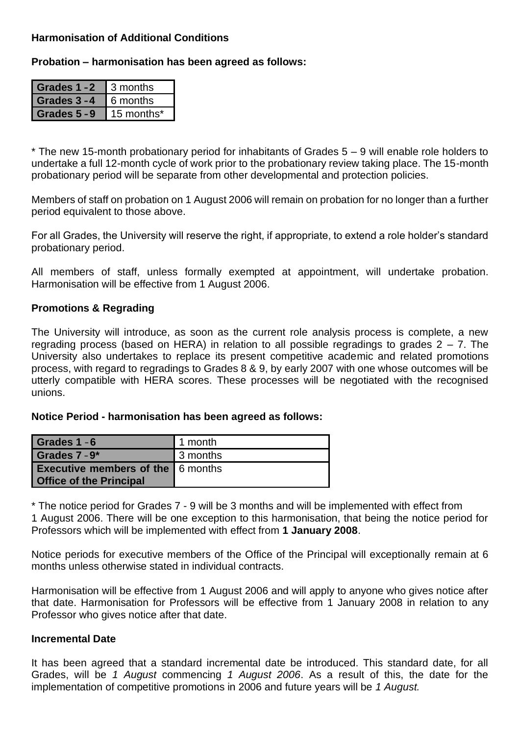**Harmonisation of Additional Conditions**

**Probation – harmonisation has been agreed as follows:**

| Grades 1 - 2 | 3 months |
|---|---|
| Grades 3 - 4 | 6 months |
| Grades 5 - 9 | 15 months* |

\* The new 15-month probationary period for inhabitants of Grades 5 – 9 will enable role holders to undertake a full 12-month cycle of work prior to the probationary review taking place. The 15-month probationary period will be separate from other developmental and protection policies.

Members of staff on probation on 1 August 2006 will remain on probation for no longer than a further period equivalent to those above.

For all Grades, the University will reserve the right, if appropriate, to extend a role holder's standard probationary period.

All members of staff, unless formally exempted at appointment, will undertake probation. Harmonisation will be effective from 1 August 2006.

**Promotions & Regrading**

The University will introduce, as soon as the current role analysis process is complete, a new regrading process (based on HERA) in relation to all possible regradings to grades 2 – 7. The University also undertakes to replace its present competitive academic and related promotions process, with regard to regradings to Grades 8 & 9, by early 2007 with one whose outcomes will be utterly compatible with HERA scores. These processes will be negotiated with the recognised unions.

**Notice Period - harmonisation has been agreed as follows:**

| Grades 1 - 6 | 1 month |
|---|---|
| Grades 7 - 9* | 3 months |
| Executive members of the Office of the Principal | 6 months |

\* The notice period for Grades 7 - 9 will be 3 months and will be implemented with effect from 1 August 2006. There will be one exception to this harmonisation, that being the notice period for Professors which will be implemented with effect from **1 January 2008**.

Notice periods for executive members of the Office of the Principal will exceptionally remain at 6 months unless otherwise stated in individual contracts.

Harmonisation will be effective from 1 August 2006 and will apply to anyone who gives notice after that date. Harmonisation for Professors will be effective from 1 January 2008 in relation to any Professor who gives notice after that date.

**Incremental Date**

It has been agreed that a standard incremental date be introduced. This standard date, for all Grades, will be *1 August* commencing *1 August 2006*. As a result of this, the date for the implementation of competitive promotions in 2006 and future years will be *1 August.*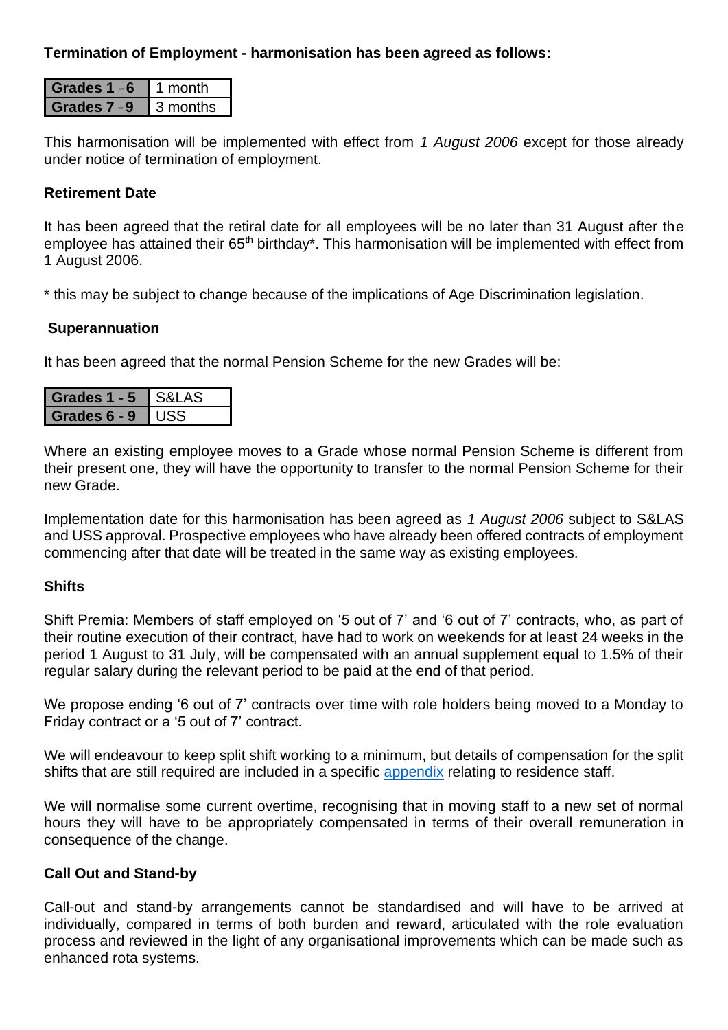**Termination of Employment - harmonisation has been agreed as follows:**

| Grades 1 - 6 | 1 month |
|---|---|
| Grades 7 - 9 | 3 months |

This harmonisation will be implemented with effect from *1 August 2006* except for those already under notice of termination of employment.

**Retirement Date**

It has been agreed that the retiral date for all employees will be no later than 31 August after the employee has attained their 65th birthday*. This harmonisation will be implemented with effect from 1 August 2006.

* this may be subject to change because of the implications of Age Discrimination legislation.

**Superannuation**

It has been agreed that the normal Pension Scheme for the new Grades will be:

| Grades 1 - 5 | S&LAS |
|---|---|
| Grades 6 - 9 | USS |

Where an existing employee moves to a Grade whose normal Pension Scheme is different from their present one, they will have the opportunity to transfer to the normal Pension Scheme for their new Grade.

Implementation date for this harmonisation has been agreed as *1 August 2006* subject to S&LAS and USS approval. Prospective employees who have already been offered contracts of employment commencing after that date will be treated in the same way as existing employees.

**Shifts**

Shift Premia: Members of staff employed on '5 out of 7' and '6 out of 7' contracts, who, as part of their routine execution of their contract, have had to work on weekends for at least 24 weeks in the period 1 August to 31 July, will be compensated with an annual supplement equal to 1.5% of their regular salary during the relevant period to be paid at the end of that period.

We propose ending '6 out of 7' contracts over time with role holders being moved to a Monday to Friday contract or a '5 out of 7' contract.

We will endeavour to keep split shift working to a minimum, but details of compensation for the split shifts that are still required are included in a specific appendix relating to residence staff.

We will normalise some current overtime, recognising that in moving staff to a new set of normal hours they will have to be appropriately compensated in terms of their overall remuneration in consequence of the change.

**Call Out and Stand-by**

Call-out and stand-by arrangements cannot be standardised and will have to be arrived at individually, compared in terms of both burden and reward, articulated with the role evaluation process and reviewed in the light of any organisational improvements which can be made such as enhanced rota systems.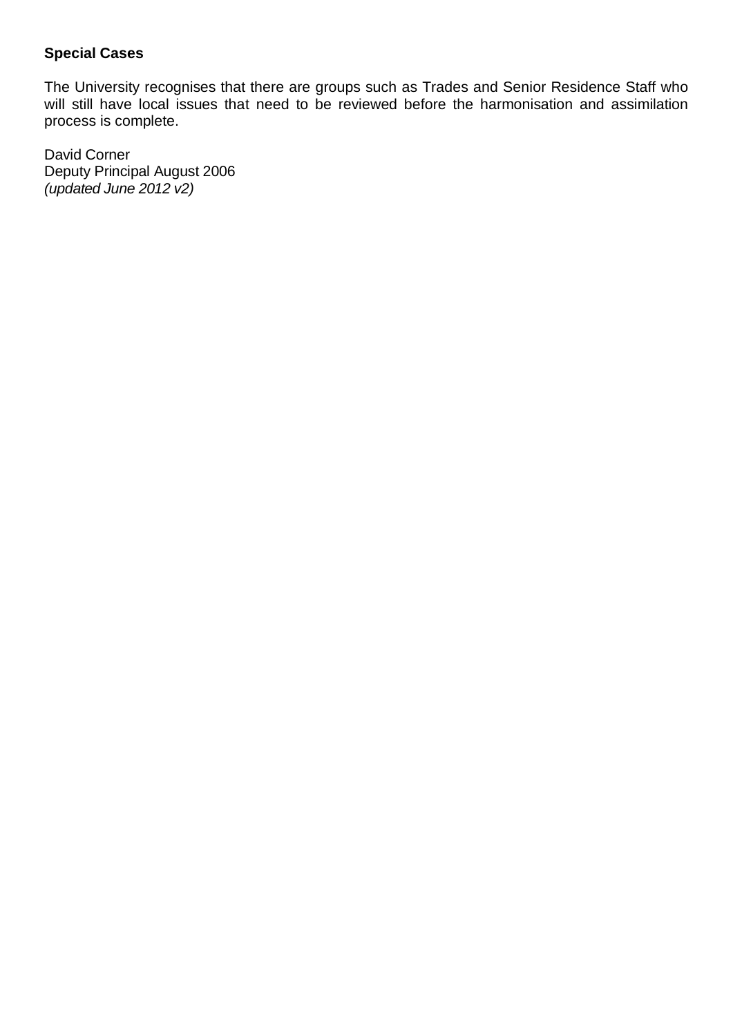**Special Cases**

The University recognises that there are groups such as Trades and Senior Residence Staff who will still have local issues that need to be reviewed before the harmonisation and assimilation process is complete.

David Corner  
Deputy Principal August 2006  
*(updated June 2012 v2)*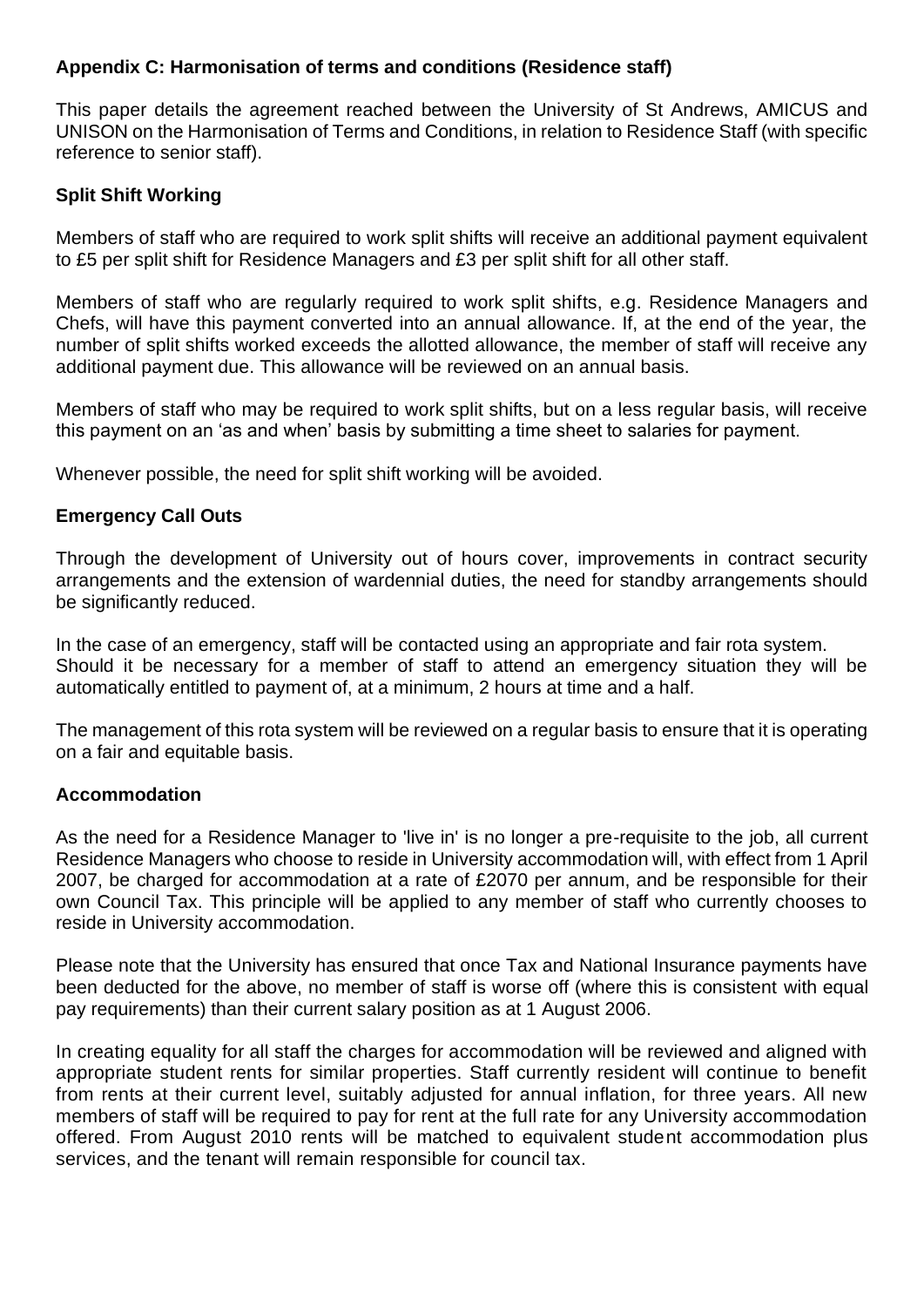## Appendix C: Harmonisation of terms and conditions (Residence staff)

This paper details the agreement reached between the University of St Andrews, AMICUS and UNISON on the Harmonisation of Terms and Conditions, in relation to Residence Staff (with specific reference to senior staff).

### Split Shift Working

Members of staff who are required to work split shifts will receive an additional payment equivalent to £5 per split shift for Residence Managers and £3 per split shift for all other staff.

Members of staff who are regularly required to work split shifts, e.g. Residence Managers and Chefs, will have this payment converted into an annual allowance. If, at the end of the year, the number of split shifts worked exceeds the allotted allowance, the member of staff will receive any additional payment due. This allowance will be reviewed on an annual basis.

Members of staff who may be required to work split shifts, but on a less regular basis, will receive this payment on an 'as and when' basis by submitting a time sheet to salaries for payment.

Whenever possible, the need for split shift working will be avoided.

### Emergency Call Outs

Through the development of University out of hours cover, improvements in contract security arrangements and the extension of wardennial duties, the need for standby arrangements should be significantly reduced.

In the case of an emergency, staff will be contacted using an appropriate and fair rota system. Should it be necessary for a member of staff to attend an emergency situation they will be automatically entitled to payment of, at a minimum, 2 hours at time and a half.

The management of this rota system will be reviewed on a regular basis to ensure that it is operating on a fair and equitable basis.

### Accommodation

As the need for a Residence Manager to 'live in' is no longer a pre-requisite to the job, all current Residence Managers who choose to reside in University accommodation will, with effect from 1 April 2007, be charged for accommodation at a rate of £2070 per annum, and be responsible for their own Council Tax. This principle will be applied to any member of staff who currently chooses to reside in University accommodation.

Please note that the University has ensured that once Tax and National Insurance payments have been deducted for the above, no member of staff is worse off (where this is consistent with equal pay requirements) than their current salary position as at 1 August 2006.

In creating equality for all staff the charges for accommodation will be reviewed and aligned with appropriate student rents for similar properties. Staff currently resident will continue to benefit from rents at their current level, suitably adjusted for annual inflation, for three years. All new members of staff will be required to pay for rent at the full rate for any University accommodation offered. From August 2010 rents will be matched to equivalent student accommodation plus services, and the tenant will remain responsible for council tax.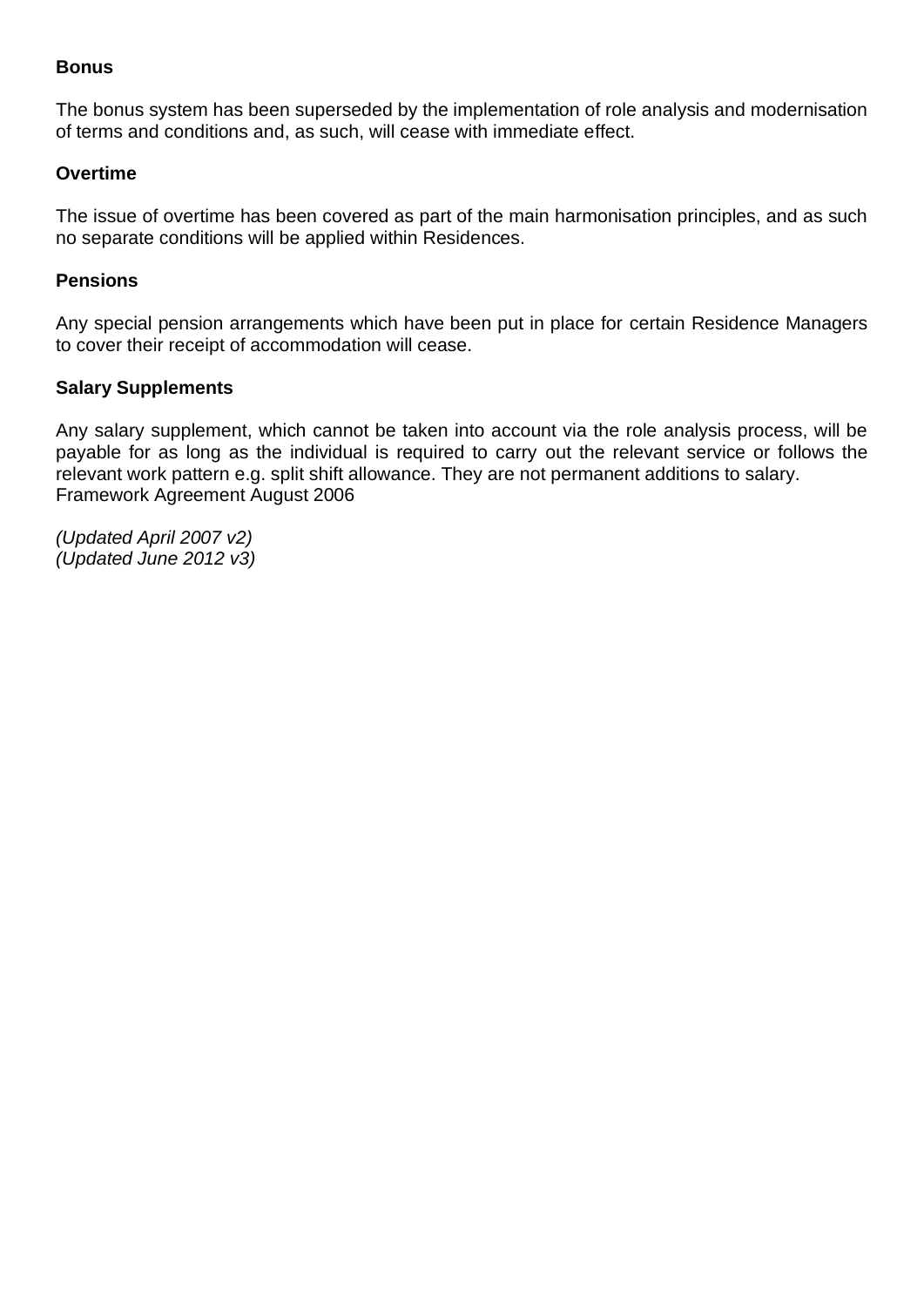**Bonus**

The bonus system has been superseded by the implementation of role analysis and modernisation of terms and conditions and, as such, will cease with immediate effect.

**Overtime**

The issue of overtime has been covered as part of the main harmonisation principles, and as such no separate conditions will be applied within Residences.

**Pensions**

Any special pension arrangements which have been put in place for certain Residence Managers to cover their receipt of accommodation will cease.

**Salary Supplements**

Any salary supplement, which cannot be taken into account via the role analysis process, will be payable for as long as the individual is required to carry out the relevant service or follows the relevant work pattern e.g. split shift allowance. They are not permanent additions to salary.
Framework Agreement August 2006

*(Updated April 2007 v2)*
*(Updated June 2012 v3)*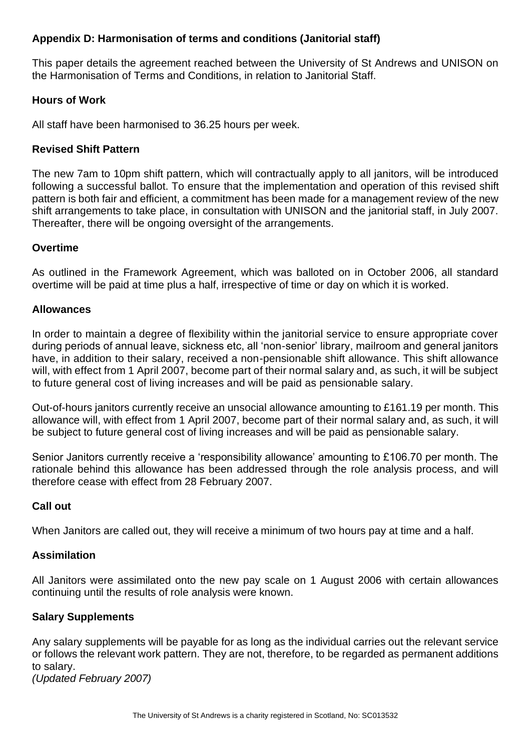### Appendix D: Harmonisation of terms and conditions (Janitorial staff)

This paper details the agreement reached between the University of St Andrews and UNISON on the Harmonisation of Terms and Conditions, in relation to Janitorial Staff.

#### Hours of Work

All staff have been harmonised to 36.25 hours per week.

#### Revised Shift Pattern

The new 7am to 10pm shift pattern, which will contractually apply to all janitors, will be introduced following a successful ballot. To ensure that the implementation and operation of this revised shift pattern is both fair and efficient, a commitment has been made for a management review of the new shift arrangements to take place, in consultation with UNISON and the janitorial staff, in July 2007. Thereafter, there will be ongoing oversight of the arrangements.

#### Overtime

As outlined in the Framework Agreement, which was balloted on in October 2006, all standard overtime will be paid at time plus a half, irrespective of time or day on which it is worked.

#### Allowances

In order to maintain a degree of flexibility within the janitorial service to ensure appropriate cover during periods of annual leave, sickness etc, all 'non-senior' library, mailroom and general janitors have, in addition to their salary, received a non-pensionable shift allowance. This shift allowance will, with effect from 1 April 2007, become part of their normal salary and, as such, it will be subject to future general cost of living increases and will be paid as pensionable salary.

Out-of-hours janitors currently receive an unsocial allowance amounting to £161.19 per month. This allowance will, with effect from 1 April 2007, become part of their normal salary and, as such, it will be subject to future general cost of living increases and will be paid as pensionable salary.

Senior Janitors currently receive a 'responsibility allowance' amounting to £106.70 per month. The rationale behind this allowance has been addressed through the role analysis process, and will therefore cease with effect from 28 February 2007.

#### Call out

When Janitors are called out, they will receive a minimum of two hours pay at time and a half.

#### Assimilation

All Janitors were assimilated onto the new pay scale on 1 August 2006 with certain allowances continuing until the results of role analysis were known.

#### Salary Supplements

Any salary supplements will be payable for as long as the individual carries out the relevant service or follows the relevant work pattern. They are not, therefore, to be regarded as permanent additions to salary.

*(Updated February 2007)*

The University of St Andrews is a charity registered in Scotland, No: SC013532